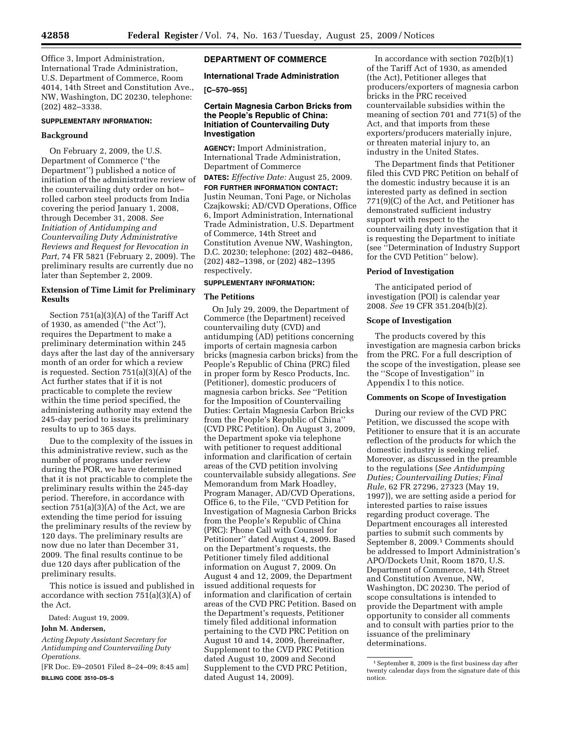Office 3, Import Administration, International Trade Administration, U.S. Department of Commerce, Room 4014, 14th Street and Constitution Ave., NW, Washington, DC 20230, telephone: (202) 482–3338.

**SUPPLEMENTARY INFORMATION:**

### Background

On February 2, 2009, the U.S. Department of Commerce (''the Department'') published a notice of initiation of the administrative review of the countervailing duty order on hot–rolled carbon steel products from India covering the period January 1, 2008, through December 31, 2008. *See Initiation of Antidumping and Countervailing Duty Administrative Reviews and Request for Revocation in Part*, 74 FR 5821 (February 2, 2009). The preliminary results are currently due no later than September 2, 2009.

### Extension of Time Limit for Preliminary Results

Section 751(a)(3)(A) of the Tariff Act of 1930, as amended (''the Act''), requires the Department to make a preliminary determination within 245 days after the last day of the anniversary month of an order for which a review is requested. Section 751(a)(3)(A) of the Act further states that if it is not practicable to complete the review within the time period specified, the administering authority may extend the 245-day period to issue its preliminary results to up to 365 days.

Due to the complexity of the issues in this administrative review, such as the number of programs under review during the POR, we have determined that it is not practicable to complete the preliminary results within the 245-day period. Therefore, in accordance with section 751(a)(3)(A) of the Act, we are extending the time period for issuing the preliminary results of the review by 120 days. The preliminary results are now due no later than December 31, 2009. The final results continue to be due 120 days after publication of the preliminary results.

This notice is issued and published in accordance with section 751(a)(3)(A) of the Act.

Dated: August 19, 2009.

**John M. Andersen,**

*Acting Deputy Assistant Secretary for Antidumping and Countervailing Duty Operations.*

[FR Doc. E9–20501 Filed 8–24–09; 8:45 am]

**BILLING CODE 3510–DS–S**

## DEPARTMENT OF COMMERCE

### International Trade Administration

**[C–570–955]**

### Certain Magnesia Carbon Bricks from the People's Republic of China: Initiation of Countervailing Duty Investigation

**AGENCY:** Import Administration, International Trade Administration, Department of Commerce

**DATES:** *Effective Date:* August 25, 2009.

**FOR FURTHER INFORMATION CONTACT:** Justin Neuman, Toni Page, or Nicholas Czajkowski; AD/CVD Operations, Office 6, Import Administration, International Trade Administration, U.S. Department of Commerce, 14th Street and Constitution Avenue NW, Washington, D.C. 20230; telephone: (202) 482–0486, (202) 482–1398, or (202) 482–1395 respectively.

**SUPPLEMENTARY INFORMATION:**

### The Petitions

On July 29, 2009, the Department of Commerce (the Department) received countervailing duty (CVD) and antidumping (AD) petitions concerning imports of certain magnesia carbon bricks (magnesia carbon bricks) from the People's Republic of China (PRC) filed in proper form by Resco Products, Inc. (Petitioner), domestic producers of magnesia carbon bricks. *See* ''Petition for the Imposition of Countervailing Duties: Certain Magnesia Carbon Bricks from the People's Republic of China'' (CVD PRC Petition). On August 3, 2009, the Department spoke via telephone with petitioner to request additional information and clarification of certain areas of the CVD petition involving countervailable subsidy allegations. *See* Memorandum from Mark Hoadley, Program Manager, AD/CVD Operations, Office 6, to the File, ''CVD Petition for Investigation of Magnesia Carbon Bricks from the People's Republic of China (PRC): Phone Call with Counsel for Petitioner'' dated August 4, 2009. Based on the Department's requests, the Petitioner timely filed additional information on August 7, 2009. On August 4 and 12, 2009, the Department issued additional requests for information and clarification of certain areas of the CVD PRC Petition. Based on the Department's requests, Petitioner timely filed additional information pertaining to the CVD PRC Petition on August 10 and 14, 2009, (hereinafter, Supplement to the CVD PRC Petition dated August 10, 2009 and Second Supplement to the CVD PRC Petition, dated August 14, 2009).

In accordance with section 702(b)(1) of the Tariff Act of 1930, as amended (the Act), Petitioner alleges that producers/exporters of magnesia carbon bricks in the PRC received countervailable subsidies within the meaning of section 701 and 771(5) of the Act, and that imports from these exporters/producers materially injure, or threaten material injury to, an industry in the United States.

The Department finds that Petitioner filed this CVD PRC Petition on behalf of the domestic industry because it is an interested party as defined in section 771(9)(C) of the Act, and Petitioner has demonstrated sufficient industry support with respect to the countervailing duty investigation that it is requesting the Department to initiate (see ''Determination of Industry Support for the CVD Petition'' below).

### Period of Investigation

The anticipated period of investigation (POI) is calendar year 2008. *See* 19 CFR 351.204(b)(2).

### Scope of Investigation

The products covered by this investigation are magnesia carbon bricks from the PRC. For a full description of the scope of the investigation, please see the ''Scope of Investigation'' in Appendix I to this notice.

### Comments on Scope of Investigation

During our review of the CVD PRC Petition, we discussed the scope with Petitioner to ensure that it is an accurate reflection of the products for which the domestic industry is seeking relief. Moreover, as discussed in the preamble to the regulations (*See Antidumping Duties; Countervailing Duties; Final Rule*, 62 FR 27296, 27323 (May 19, 1997)), we are setting aside a period for interested parties to raise issues regarding product coverage. The Department encourages all interested parties to submit such comments by September 8, 2009.[1] Comments should be addressed to Import Administration's APO/Dockets Unit, Room 1870, U.S. Department of Commerce, 14th Street and Constitution Avenue, NW, Washington, DC 20230. The period of scope consultations is intended to provide the Department with ample opportunity to consider all comments and to consult with parties prior to the issuance of the preliminary determinations.

[1] September 8, 2009 is the first business day after twenty calendar days from the signature date of this notice.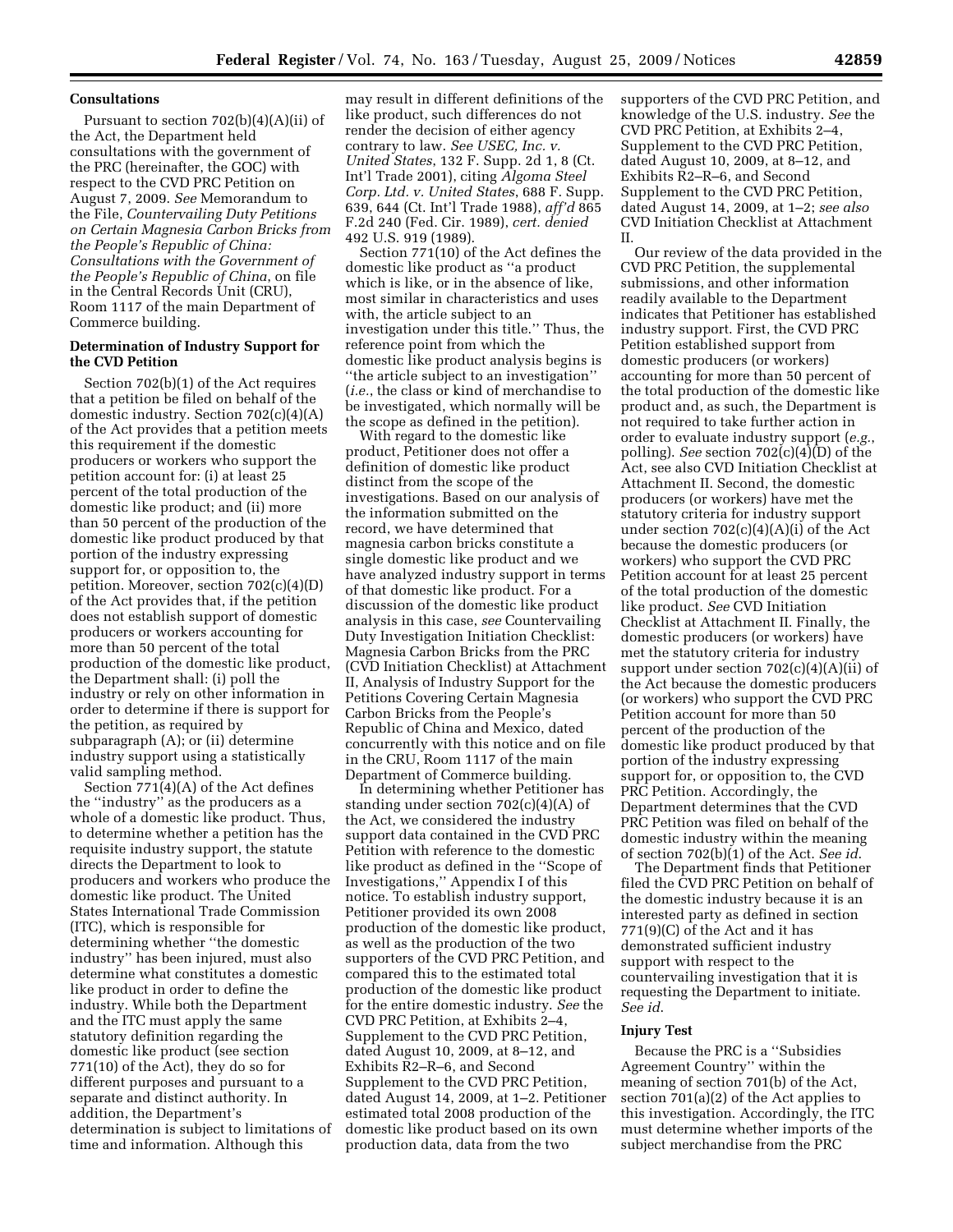**Consultations**

Pursuant to section 702(b)(4)(A)(ii) of the Act, the Department held consultations with the government of the PRC (hereinafter, the GOC) with respect to the CVD PRC Petition on August 7, 2009. *See* Memorandum to the File, *Countervailing Duty Petitions on Certain Magnesia Carbon Bricks from the People's Republic of China: Consultations with the Government of the People's Republic of China*, on file in the Central Records Unit (CRU), Room 1117 of the main Department of Commerce building.

**Determination of Industry Support for the CVD Petition**

Section 702(b)(1) of the Act requires that a petition be filed on behalf of the domestic industry. Section 702(c)(4)(A) of the Act provides that a petition meets this requirement if the domestic producers or workers who support the petition account for: (i) at least 25 percent of the total production of the domestic like product; and (ii) more than 50 percent of the production of the domestic like product produced by that portion of the industry expressing support for, or opposition to, the petition. Moreover, section 702(c)(4)(D) of the Act provides that, if the petition does not establish support of domestic producers or workers accounting for more than 50 percent of the total production of the domestic like product, the Department shall: (i) poll the industry or rely on other information in order to determine if there is support for the petition, as required by subparagraph (A); or (ii) determine industry support using a statistically valid sampling method.

Section 771(4)(A) of the Act defines the "industry" as the producers as a whole of a domestic like product. Thus, to determine whether a petition has the requisite industry support, the statute directs the Department to look to producers and workers who produce the domestic like product. The United States International Trade Commission (ITC), which is responsible for determining whether "the domestic industry" has been injured, must also determine what constitutes a domestic like product in order to define the industry. While both the Department and the ITC must apply the same statutory definition regarding the domestic like product (see section 771(10) of the Act), they do so for different purposes and pursuant to a separate and distinct authority. In addition, the Department's determination is subject to limitations of time and information. Although this may result in different definitions of the like product, such differences do not render the decision of either agency contrary to law. *See USEC, Inc. v. United States*, 132 F. Supp. 2d 1, 8 (Ct. Int'l Trade 2001), citing *Algoma Steel Corp. Ltd. v. United States*, 688 F. Supp. 639, 644 (Ct. Int'l Trade 1988), *aff'd* 865 F.2d 240 (Fed. Cir. 1989), *cert. denied* 492 U.S. 919 (1989).

Section 771(10) of the Act defines the domestic like product as "a product which is like, or in the absence of like, most similar in characteristics and uses with, the article subject to an investigation under this title." Thus, the reference point from which the domestic like product analysis begins is "the article subject to an investigation" (*i.e.*, the class or kind of merchandise to be investigated, which normally will be the scope as defined in the petition).

With regard to the domestic like product, Petitioner does not offer a definition of domestic like product distinct from the scope of the investigations. Based on our analysis of the information submitted on the record, we have determined that magnesia carbon bricks constitute a single domestic like product and we have analyzed industry support in terms of that domestic like product. For a discussion of the domestic like product analysis in this case, *see* Countervailing Duty Investigation Initiation Checklist: Magnesia Carbon Bricks from the PRC (CVD Initiation Checklist) at Attachment II, Analysis of Industry Support for the Petitions Covering Certain Magnesia Carbon Bricks from the People's Republic of China and Mexico, dated concurrently with this notice and on file in the CRU, Room 1117 of the main Department of Commerce building.

In determining whether Petitioner has standing under section 702(c)(4)(A) of the Act, we considered the industry support data contained in the CVD PRC Petition with reference to the domestic like product as defined in the "Scope of Investigations," Appendix I of this notice. To establish industry support, Petitioner provided its own 2008 production of the domestic like product, as well as the production of the two supporters of the CVD PRC Petition, and compared this to the estimated total production of the domestic like product for the entire domestic industry. *See* the CVD PRC Petition, at Exhibits 2–4, Supplement to the CVD PRC Petition, dated August 10, 2009, at 8–12, and Exhibits R2–R–6, and Second Supplement to the CVD PRC Petition, dated August 14, 2009, at 1–2. Petitioner estimated total 2008 production of the domestic like product based on its own production data, data from the two supporters of the CVD PRC Petition, and knowledge of the U.S. industry. *See* the CVD PRC Petition, at Exhibits 2–4, Supplement to the CVD PRC Petition, dated August 10, 2009, at 8–12, and Exhibits R2–R–6, and Second Supplement to the CVD PRC Petition, dated August 14, 2009, at 1–2; *see also* CVD Initiation Checklist at Attachment II.

Our review of the data provided in the CVD PRC Petition, the supplemental submissions, and other information readily available to the Department indicates that Petitioner has established industry support. First, the CVD PRC Petition established support from domestic producers (or workers) accounting for more than 50 percent of the total production of the domestic like product and, as such, the Department is not required to take further action in order to evaluate industry support (*e.g.*, polling). *See* section 702(c)(4)(D) of the Act, see also CVD Initiation Checklist at Attachment II. Second, the domestic producers (or workers) have met the statutory criteria for industry support under section 702(c)(4)(A)(i) of the Act because the domestic producers (or workers) who support the CVD PRC Petition account for at least 25 percent of the total production of the domestic like product. *See* CVD Initiation Checklist at Attachment II. Finally, the domestic producers (or workers) have met the statutory criteria for industry support under section 702(c)(4)(A)(ii) of the Act because the domestic producers (or workers) who support the CVD PRC Petition account for more than 50 percent of the production of the domestic like product produced by that portion of the industry expressing support for, or opposition to, the CVD PRC Petition. Accordingly, the Department determines that the CVD PRC Petition was filed on behalf of the domestic industry within the meaning of section 702(b)(1) of the Act. *See id.*

The Department finds that Petitioner filed the CVD PRC Petition on behalf of the domestic industry because it is an interested party as defined in section 771(9)(C) of the Act and it has demonstrated sufficient industry support with respect to the countervailing investigation that it is requesting the Department to initiate. *See id.*

**Injury Test**

Because the PRC is a "Subsidies Agreement Country" within the meaning of section 701(b) of the Act, section 701(a)(2) of the Act applies to this investigation. Accordingly, the ITC must determine whether imports of the subject merchandise from the PRC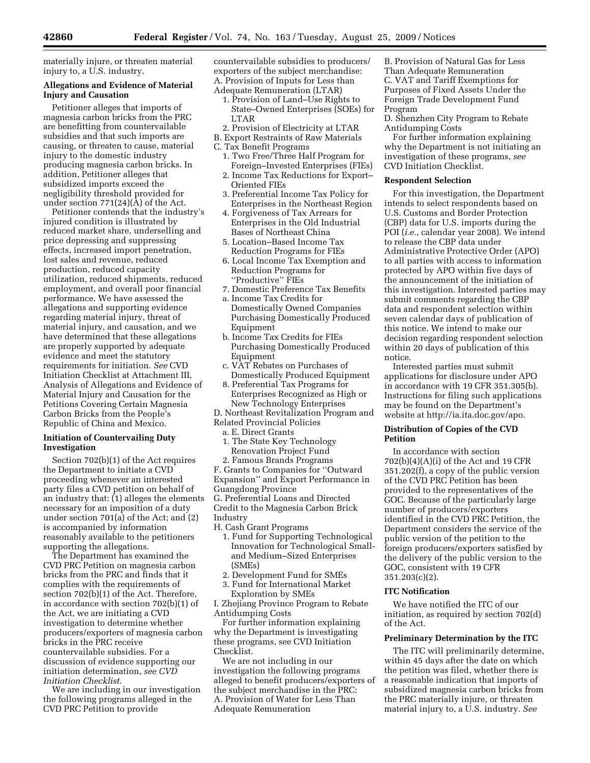materially injure, or threaten material injury to, a U.S. industry.

**Allegations and Evidence of Material Injury and Causation**

Petitioner alleges that imports of magnesia carbon bricks from the PRC are benefitting from countervailable subsidies and that such imports are causing, or threaten to cause, material injury to the domestic industry producing magnesia carbon bricks. In addition, Petitioner alleges that subsidized imports exceed the negligibility threshold provided for under section 771(24)(A) of the Act.

Petitioner contends that the industry's injured condition is illustrated by reduced market share, underselling and price depressing and suppressing effects, increased import penetration, lost sales and revenue, reduced production, reduced capacity utilization, reduced shipments, reduced employment, and overall poor financial performance. We have assessed the allegations and supporting evidence regarding material injury, threat of material injury, and causation, and we have determined that these allegations are properly supported by adequate evidence and meet the statutory requirements for initiation. *See* CVD Initiation Checklist at Attachment III, Analysis of Allegations and Evidence of Material Injury and Causation for the Petitions Covering Certain Magnesia Carbon Bricks from the People's Republic of China and Mexico.

**Initiation of Countervailing Duty Investigation**

Section 702(b)(1) of the Act requires the Department to initiate a CVD proceeding whenever an interested party files a CVD petition on behalf of an industry that: (1) alleges the elements necessary for an imposition of a duty under section 701(a) of the Act; and (2) is accompanied by information reasonably available to the petitioners supporting the allegations.

The Department has examined the CVD PRC Petition on magnesia carbon bricks from the PRC and finds that it complies with the requirements of section 702(b)(1) of the Act. Therefore, in accordance with section 702(b)(1) of the Act, we are initiating a CVD investigation to determine whether producers/exporters of magnesia carbon bricks in the PRC receive countervailable subsidies. For a discussion of evidence supporting our initiation determination, *see CVD Initiation Checklist*.

We are including in our investigation the following programs alleged in the CVD PRC Petition to provide countervailable subsidies to producers/exporters of the subject merchandise:

A. Provision of Inputs for Less than Adequate Remuneration (LTAR)
  1. Provision of Land–Use Rights to State–Owned Enterprises (SOEs) for LTAR
  2. Provision of Electricity at LTAR

B. Export Restraints of Raw Materials

C. Tax Benefit Programs
  1. Two Free/Three Half Program for Foreign–Invested Enterprises (FIEs)
  2. Income Tax Reductions for Export–Oriented FIEs
  3. Preferential Income Tax Policy for Enterprises in the Northeast Region
  4. Forgiveness of Tax Arrears for Enterprises in the Old Industrial Bases of Northeast China
  5. Location–Based Income Tax Reduction Programs for FIEs
  6. Local Income Tax Exemption and Reduction Programs for "Productive" FIEs
  7. Domestic Preference Tax Benefits
  a. Income Tax Credits for Domestically Owned Companies Purchasing Domestically Produced Equipment
  b. Income Tax Credits for FIEs Purchasing Domestically Produced Equipment
  c. VAT Rebates on Purchases of Domestically Produced Equipment
  8. Preferential Tax Programs for Enterprises Recognized as High or New Technology Enterprises

D. Northeast Revitalization Program and Related Provincial Policies
  a. E. Direct Grants
  1. The State Key Technology Renovation Project Fund
  2. Famous Brands Programs

F. Grants to Companies for "Outward Expansion" and Export Performance in Guangdong Province

G. Preferential Loans and Directed Credit to the Magnesia Carbon Brick Industry

H. Cash Grant Programs
  1. Fund for Supporting Technological Innovation for Technological Small- and Medium–Sized Enterprises (SMEs)
  2. Development Fund for SMEs
  3. Fund for International Market Exploration by SMEs

I. Zhejiang Province Program to Rebate Antidumping Costs

For further information explaining why the Department is investigating these programs, see CVD Initiation Checklist.

We are not including in our investigation the following programs alleged to benefit producers/exporters of the subject merchandise in the PRC:

A. Provision of Water for Less Than Adequate Remuneration

B. Provision of Natural Gas for Less Than Adequate Remuneration

C. VAT and Tariff Exemptions for Purposes of Fixed Assets Under the Foreign Trade Development Fund Program

D. Shenzhen City Program to Rebate Antidumping Costs

For further information explaining why the Department is not initiating an investigation of these programs, *see* CVD Initiation Checklist.

**Respondent Selection**

For this investigation, the Department intends to select respondents based on U.S. Customs and Border Protection (CBP) data for U.S. imports during the POI (*i.e.*, calendar year 2008). We intend to release the CBP data under Administrative Protective Order (APO) to all parties with access to information protected by APO within five days of the announcement of the initiation of this investigation. Interested parties may submit comments regarding the CBP data and respondent selection within seven calendar days of publication of this notice. We intend to make our decision regarding respondent selection within 20 days of publication of this notice.

Interested parties must submit applications for disclosure under APO in accordance with 19 CFR 351.305(b). Instructions for filing such applications may be found on the Department's website at http://ia.ita.doc.gov/apo.

**Distribution of Copies of the CVD Petition**

In accordance with section 702(b)(4)(A)(i) of the Act and 19 CFR 351.202(f), a copy of the public version of the CVD PRC Petition has been provided to the representatives of the GOC. Because of the particularly large number of producers/exporters identified in the CVD PRC Petition, the Department considers the service of the public version of the petition to the foreign producers/exporters satisfied by the delivery of the public version to the GOC, consistent with 19 CFR 351.203(c)(2).

**ITC Notification**

We have notified the ITC of our initiation, as required by section 702(d) of the Act.

**Preliminary Determination by the ITC**

The ITC will preliminarily determine, within 45 days after the date on which the petition was filed, whether there is a reasonable indication that imports of subsidized magnesia carbon bricks from the PRC materially injure, or threaten material injury to, a U.S. industry. *See*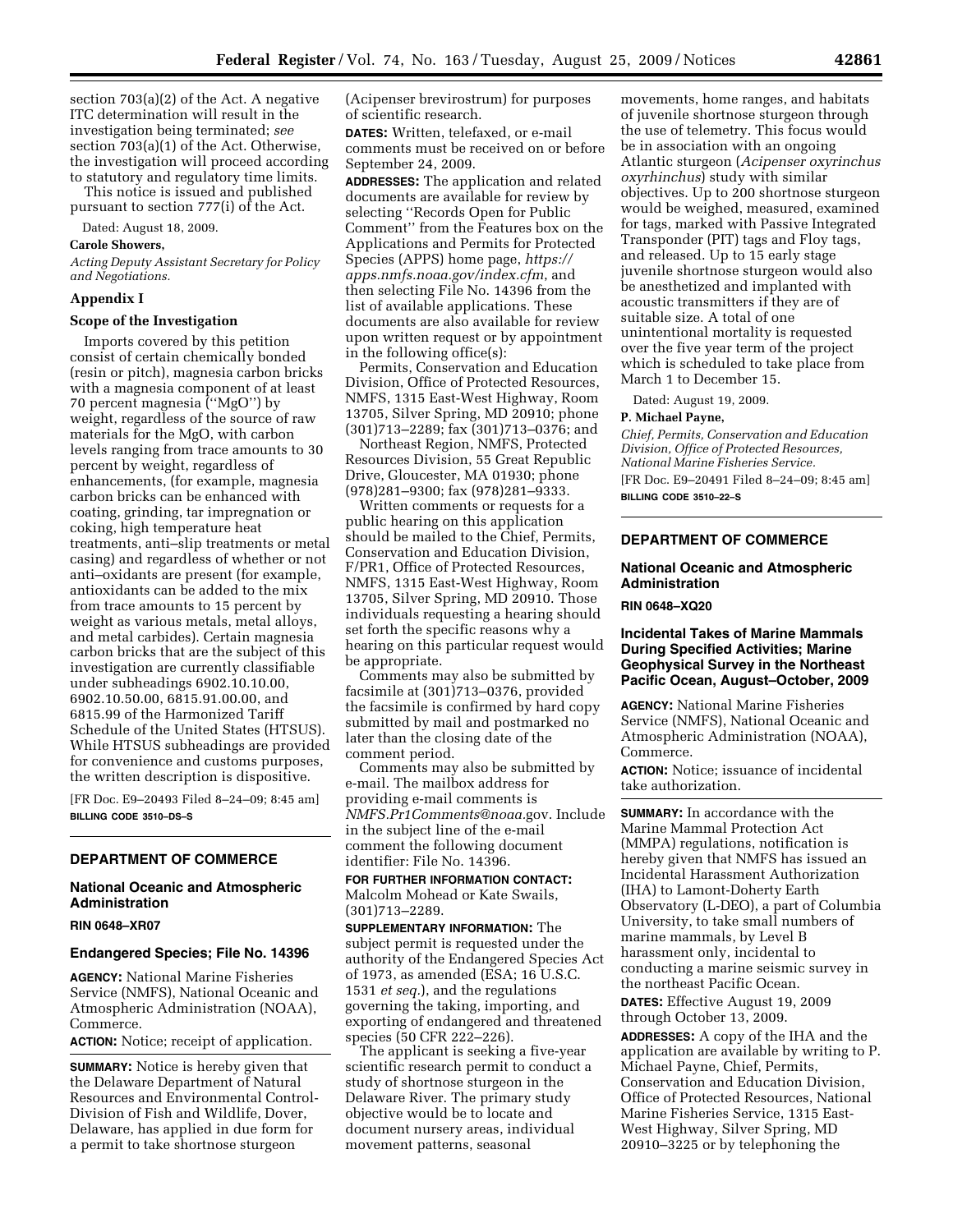section 703(a)(2) of the Act. A negative ITC determination will result in the investigation being terminated; *see* section 703(a)(1) of the Act. Otherwise, the investigation will proceed according to statutory and regulatory time limits.

This notice is issued and published pursuant to section 777(i) of the Act.

Dated: August 18, 2009.

**Carole Showers,**

*Acting Deputy Assistant Secretary for Policy and Negotiations.*

## Appendix I

### Scope of the Investigation

Imports covered by this petition consist of certain chemically bonded (resin or pitch), magnesia carbon bricks with a magnesia component of at least 70 percent magnesia (''MgO'') by weight, regardless of the source of raw materials for the MgO, with carbon levels ranging from trace amounts to 30 percent by weight, regardless of enhancements, (for example, magnesia carbon bricks can be enhanced with coating, grinding, tar impregnation or coking, high temperature heat treatments, anti–slip treatments or metal casing) and regardless of whether or not anti–oxidants are present (for example, antioxidants can be added to the mix from trace amounts to 15 percent by weight as various metals, metal alloys, and metal carbides). Certain magnesia carbon bricks that are the subject of this investigation are currently classifiable under subheadings 6902.10.10.00, 6902.10.50.00, 6815.91.00.00, and 6815.99 of the Harmonized Tariff Schedule of the United States (HTSUS). While HTSUS subheadings are provided for convenience and customs purposes, the written description is dispositive.

[FR Doc. E9–20493 Filed 8–24–09; 8:45 am]

**BILLING CODE 3510–DS–S**

---

## DEPARTMENT OF COMMERCE

### National Oceanic and Atmospheric Administration

**RIN 0648–XR07**

### Endangered Species; File No. 14396

**AGENCY:** National Marine Fisheries Service (NMFS), National Oceanic and Atmospheric Administration (NOAA), Commerce.

**ACTION:** Notice; receipt of application.

**SUMMARY:** Notice is hereby given that the Delaware Department of Natural Resources and Environmental Control-Division of Fish and Wildlife, Dover, Delaware, has applied in due form for a permit to take shortnose sturgeon (Acipenser brevirostrum) for purposes of scientific research.

**DATES:** Written, telefaxed, or e-mail comments must be received on or before September 24, 2009.

**ADDRESSES:** The application and related documents are available for review by selecting ''Records Open for Public Comment'' from the Features box on the Applications and Permits for Protected Species (APPS) home page, *https://apps.nmfs.noaa.gov/index.cfm*, and then selecting File No. 14396 from the list of available applications. These documents are also available for review upon written request or by appointment in the following office(s):

Permits, Conservation and Education Division, Office of Protected Resources, NMFS, 1315 East-West Highway, Room 13705, Silver Spring, MD 20910; phone (301)713–2289; fax (301)713–0376; and

Northeast Region, NMFS, Protected Resources Division, 55 Great Republic Drive, Gloucester, MA 01930; phone (978)281–9300; fax (978)281–9333.

Written comments or requests for a public hearing on this application should be mailed to the Chief, Permits, Conservation and Education Division, F/PR1, Office of Protected Resources, NMFS, 1315 East-West Highway, Room 13705, Silver Spring, MD 20910. Those individuals requesting a hearing should set forth the specific reasons why a hearing on this particular request would be appropriate.

Comments may also be submitted by facsimile at (301)713–0376, provided the facsimile is confirmed by hard copy submitted by mail and postmarked no later than the closing date of the comment period.

Comments may also be submitted by e-mail. The mailbox address for providing e-mail comments is *NMFS.Pr1Comments@noaa*.gov. Include in the subject line of the e-mail comment the following document identifier: File No. 14396.

**FOR FURTHER INFORMATION CONTACT:** Malcolm Mohead or Kate Swails, (301)713–2289.

**SUPPLEMENTARY INFORMATION:** The subject permit is requested under the authority of the Endangered Species Act of 1973, as amended (ESA; 16 U.S.C. 1531 *et seq.*), and the regulations governing the taking, importing, and exporting of endangered and threatened species (50 CFR 222–226).

The applicant is seeking a five-year scientific research permit to conduct a study of shortnose sturgeon in the Delaware River. The primary study objective would be to locate and document nursery areas, individual movement patterns, seasonal movements, home ranges, and habitats of juvenile shortnose sturgeon through the use of telemetry. This focus would be in association with an ongoing Atlantic sturgeon (*Acipenser oxyrinchus oxyrhinchus*) study with similar objectives. Up to 200 shortnose sturgeon would be weighed, measured, examined for tags, marked with Passive Integrated Transponder (PIT) tags and Floy tags, and released. Up to 15 early stage juvenile shortnose sturgeon would also be anesthetized and implanted with acoustic transmitters if they are of suitable size. A total of one unintentional mortality is requested over the five year term of the project which is scheduled to take place from March 1 to December 15.

Dated: August 19, 2009.

**P. Michael Payne,**

*Chief, Permits, Conservation and Education Division, Office of Protected Resources, National Marine Fisheries Service.*

[FR Doc. E9–20491 Filed 8–24–09; 8:45 am]

**BILLING CODE 3510–22–S**

---

## DEPARTMENT OF COMMERCE

### National Oceanic and Atmospheric Administration

**RIN 0648–XQ20**

### Incidental Takes of Marine Mammals During Specified Activities; Marine Geophysical Survey in the Northeast Pacific Ocean, August–October, 2009

**AGENCY:** National Marine Fisheries Service (NMFS), National Oceanic and Atmospheric Administration (NOAA), Commerce.

**ACTION:** Notice; issuance of incidental take authorization.

**SUMMARY:** In accordance with the Marine Mammal Protection Act (MMPA) regulations, notification is hereby given that NMFS has issued an Incidental Harassment Authorization (IHA) to Lamont-Doherty Earth Observatory (L-DEO), a part of Columbia University, to take small numbers of marine mammals, by Level B harassment only, incidental to conducting a marine seismic survey in the northeast Pacific Ocean.

**DATES:** Effective August 19, 2009 through October 13, 2009.

**ADDRESSES:** A copy of the IHA and the application are available by writing to P. Michael Payne, Chief, Permits, Conservation and Education Division, Office of Protected Resources, National Marine Fisheries Service, 1315 East-West Highway, Silver Spring, MD 20910–3225 or by telephoning the